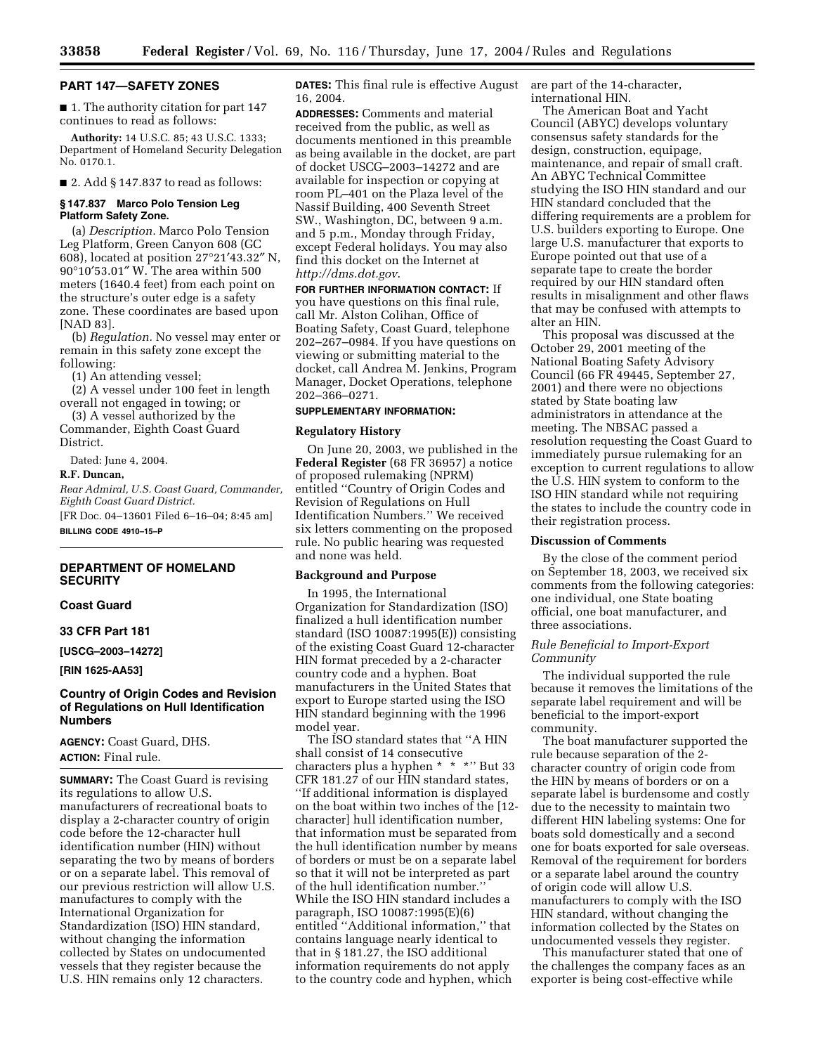## PART 147—SAFETY ZONES

■ 1. The authority citation for part 147 continues to read as follows:

**Authority:** 14 U.S.C. 85; 43 U.S.C. 1333; Department of Homeland Security Delegation No. 0170.1.

■ 2. Add § 147.837 to read as follows:

#### § 147.837 Marco Polo Tension Leg Platform Safety Zone.

(a) *Description.* Marco Polo Tension Leg Platform, Green Canyon 608 (GC 608), located at position 27°21′43.32″ N, 90°10′53.01″ W. The area within 500 meters (1640.4 feet) from each point on the structure's outer edge is a safety zone. These coordinates are based upon [NAD 83].

(b) *Regulation.* No vessel may enter or remain in this safety zone except the following:

(1) An attending vessel;

(2) A vessel under 100 feet in length overall not engaged in towing; or

(3) A vessel authorized by the Commander, Eighth Coast Guard District.

Dated: June 4, 2004.

**R.F. Duncan,**

*Rear Admiral, U.S. Coast Guard, Commander, Eighth Coast Guard District.*

[FR Doc. 04–13601 Filed 6–16–04; 8:45 am]

**BILLING CODE 4910–15–P**

---

## DEPARTMENT OF HOMELAND SECURITY

### Coast Guard

### 33 CFR Part 181

**[USCG–2003–14272]**

**[RIN 1625–AA53]**

### Country of Origin Codes and Revision of Regulations on Hull Identification Numbers

**AGENCY:** Coast Guard, DHS.

**ACTION:** Final rule.

**SUMMARY:** The Coast Guard is revising its regulations to allow U.S. manufacturers of recreational boats to display a 2-character country of origin code before the 12-character hull identification number (HIN) without separating the two by means of borders or on a separate label. This removal of our previous restriction will allow U.S. manufactures to comply with the International Organization for Standardization (ISO) HIN standard, without changing the information collected by States on undocumented vessels that they register because the U.S. HIN remains only 12 characters.

**DATES:** This final rule is effective August 16, 2004.

**ADDRESSES:** Comments and material received from the public, as well as documents mentioned in this preamble as being available in the docket, are part of docket USCG–2003–14272 and are available for inspection or copying at room PL–401 on the Plaza level of the Nassif Building, 400 Seventh Street SW., Washington, DC, between 9 a.m. and 5 p.m., Monday through Friday, except Federal holidays. You may also find this docket on the Internet at *http://dms.dot.gov*.

**FOR FURTHER INFORMATION CONTACT:** If you have questions on this final rule, call Mr. Alston Colihan, Office of Boating Safety, Coast Guard, telephone 202–267–0984. If you have questions on viewing or submitting material to the docket, call Andrea M. Jenkins, Program Manager, Docket Operations, telephone 202–366–0271.

**SUPPLEMENTARY INFORMATION:**

#### Regulatory History

On June 20, 2003, we published in the **Federal Register** (68 FR 36957) a notice of proposed rulemaking (NPRM) entitled ''Country of Origin Codes and Revision of Regulations on Hull Identification Numbers.'' We received six letters commenting on the proposed rule. No public hearing was requested and none was held.

#### Background and Purpose

In 1995, the International Organization for Standardization (ISO) finalized a hull identification number standard (ISO 10087:1995(E)) consisting of the existing Coast Guard 12-character HIN format preceded by a 2-character country code and a hyphen. Boat manufacturers in the United States that export to Europe started using the ISO HIN standard beginning with the 1996 model year.

The ISO standard states that ''A HIN shall consist of 14 consecutive characters plus a hyphen * * *'' But 33 CFR 181.27 of our HIN standard states, ''If additional information is displayed on the boat within two inches of the [12-character] hull identification number, that information must be separated from the hull identification number by means of borders or must be on a separate label so that it will not be interpreted as part of the hull identification number.'' While the ISO HIN standard includes a paragraph, ISO 10087:1995(E)(6) entitled ''Additional information,'' that contains language nearly identical to that in § 181.27, the ISO additional information requirements do not apply to the country code and hyphen, which are part of the 14-character, international HIN.

The American Boat and Yacht Council (ABYC) develops voluntary consensus safety standards for the design, construction, equipage, maintenance, and repair of small craft. An ABYC Technical Committee studying the ISO HIN standard and our HIN standard concluded that the differing requirements are a problem for U.S. builders exporting to Europe. One large U.S. manufacturer that exports to Europe pointed out that use of a separate tape to create the border required by our HIN standard often results in misalignment and other flaws that may be confused with attempts to alter an HIN.

This proposal was discussed at the October 29, 2001 meeting of the National Boating Safety Advisory Council (66 FR 49445, September 27, 2001) and there were no objections stated by State boating law administrators in attendance at the meeting. The NBSAC passed a resolution requesting the Coast Guard to immediately pursue rulemaking for an exception to current regulations to allow the U.S. HIN system to conform to the ISO HIN standard while not requiring the states to include the country code in their registration process.

#### Discussion of Comments

By the close of the comment period on September 18, 2003, we received six comments from the following categories: one individual, one State boating official, one boat manufacturer, and three associations.

*Rule Beneficial to Import-Export Community*

The individual supported the rule because it removes the limitations of the separate label requirement and will be beneficial to the import-export community.

The boat manufacturer supported the rule because separation of the 2-character country of origin code from the HIN by means of borders or on a separate label is burdensome and costly due to the necessity to maintain two different HIN labeling systems: One for boats sold domestically and a second one for boats exported for sale overseas. Removal of the requirement for borders or a separate label around the country of origin code will allow U.S. manufacturers to comply with the ISO HIN standard, without changing the information collected by the States on undocumented vessels they register.

This manufacturer stated that one of the challenges the company faces as an exporter is being cost-effective while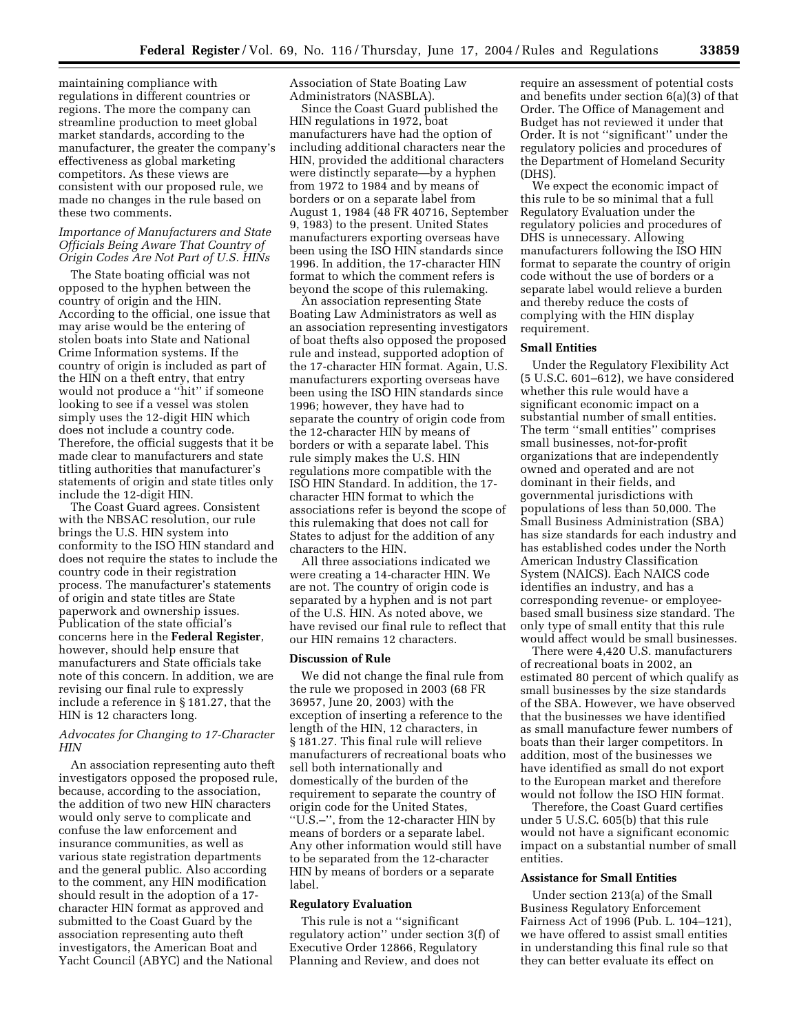maintaining compliance with regulations in different countries or regions. The more the company can streamline production to meet global market standards, according to the manufacturer, the greater the company's effectiveness as global marketing competitors. As these views are consistent with our proposed rule, we made no changes in the rule based on these two comments.

*Importance of Manufacturers and State Officials Being Aware That Country of Origin Codes Are Not Part of U.S. HINs*

The State boating official was not opposed to the hyphen between the country of origin and the HIN. According to the official, one issue that may arise would be the entering of stolen boats into State and National Crime Information systems. If the country of origin is included as part of the HIN on a theft entry, that entry would not produce a "hit" if someone looking to see if a vessel was stolen simply uses the 12-digit HIN which does not include a country code. Therefore, the official suggests that it be made clear to manufacturers and state titling authorities that manufacturer's statements of origin and state titles only include the 12-digit HIN.

The Coast Guard agrees. Consistent with the NBSAC resolution, our rule brings the U.S. HIN system into conformity to the ISO HIN standard and does not require the states to include the country code in their registration process. The manufacturer's statements of origin and state titles are State paperwork and ownership issues. Publication of the state official's concerns here in the **Federal Register**, however, should help ensure that manufacturers and State officials take note of this concern. In addition, we are revising our final rule to expressly include a reference in § 181.27, that the HIN is 12 characters long.

*Advocates for Changing to 17-Character HIN*

An association representing auto theft investigators opposed the proposed rule, because, according to the association, the addition of two new HIN characters would only serve to complicate and confuse the law enforcement and insurance communities, as well as various state registration departments and the general public. Also according to the comment, any HIN modification should result in the adoption of a 17-character HIN format as approved and submitted to the Coast Guard by the association representing auto theft investigators, the American Boat and Yacht Council (ABYC) and the National Association of State Boating Law Administrators (NASBLA).

Since the Coast Guard published the HIN regulations in 1972, boat manufacturers have had the option of including additional characters near the HIN, provided the additional characters were distinctly separate—by a hyphen from 1972 to 1984 and by means of borders or on a separate label from August 1, 1984 (48 FR 40716, September 9, 1983) to the present. United States manufacturers exporting overseas have been using the ISO HIN standards since 1996. In addition, the 17-character HIN format to which the comment refers is beyond the scope of this rulemaking.

An association representing State Boating Law Administrators as well as an association representing investigators of boat thefts also opposed the proposed rule and instead, supported adoption of the 17-character HIN format. Again, U.S. manufacturers exporting overseas have been using the ISO HIN standards since 1996; however, they have had to separate the country of origin code from the 12-character HIN by means of borders or with a separate label. This rule simply makes the U.S. HIN regulations more compatible with the ISO HIN Standard. In addition, the 17-character HIN format to which the associations refer is beyond the scope of this rulemaking that does not call for States to adjust for the addition of any characters to the HIN.

All three associations indicated we were creating a 14-character HIN. We are not. The country of origin code is separated by a hyphen and is not part of the U.S. HIN. As noted above, we have revised our final rule to reflect that our HIN remains 12 characters.

## Discussion of Rule

We did not change the final rule from the rule we proposed in 2003 (68 FR 36957, June 20, 2003) with the exception of inserting a reference to the length of the HIN, 12 characters, in § 181.27. This final rule will relieve manufacturers of recreational boats who sell both internationally and domestically of the burden of the requirement to separate the country of origin code for the United States, "U.S.–", from the 12-character HIN by means of borders or a separate label. Any other information would still have to be separated from the 12-character HIN by means of borders or a separate label.

## Regulatory Evaluation

This rule is not a "significant regulatory action" under section 3(f) of Executive Order 12866, Regulatory Planning and Review, and does not require an assessment of potential costs and benefits under section 6(a)(3) of that Order. The Office of Management and Budget has not reviewed it under that Order. It is not "significant" under the regulatory policies and procedures of the Department of Homeland Security (DHS).

We expect the economic impact of this rule to be so minimal that a full Regulatory Evaluation under the regulatory policies and procedures of DHS is unnecessary. Allowing manufacturers following the ISO HIN format to separate the country of origin code without the use of borders or a separate label would relieve a burden and thereby reduce the costs of complying with the HIN display requirement.

## Small Entities

Under the Regulatory Flexibility Act (5 U.S.C. 601–612), we have considered whether this rule would have a significant economic impact on a substantial number of small entities. The term "small entities" comprises small businesses, not-for-profit organizations that are independently owned and operated and are not dominant in their fields, and governmental jurisdictions with populations of less than 50,000. The Small Business Administration (SBA) has size standards for each industry and has established codes under the North American Industry Classification System (NAICS). Each NAICS code identifies an industry, and has a corresponding revenue- or employee-based small business size standard. The only type of small entity that this rule would affect would be small businesses.

There were 4,420 U.S. manufacturers of recreational boats in 2002, an estimated 80 percent of which qualify as small businesses by the size standards of the SBA. However, we have observed that the businesses we have identified as small manufacture fewer numbers of boats than their larger competitors. In addition, most of the businesses we have identified as small do not export to the European market and therefore would not follow the ISO HIN format.

Therefore, the Coast Guard certifies under 5 U.S.C. 605(b) that this rule would not have a significant economic impact on a substantial number of small entities.

## Assistance for Small Entities

Under section 213(a) of the Small Business Regulatory Enforcement Fairness Act of 1996 (Pub. L. 104–121), we have offered to assist small entities in understanding this final rule so that they can better evaluate its effect on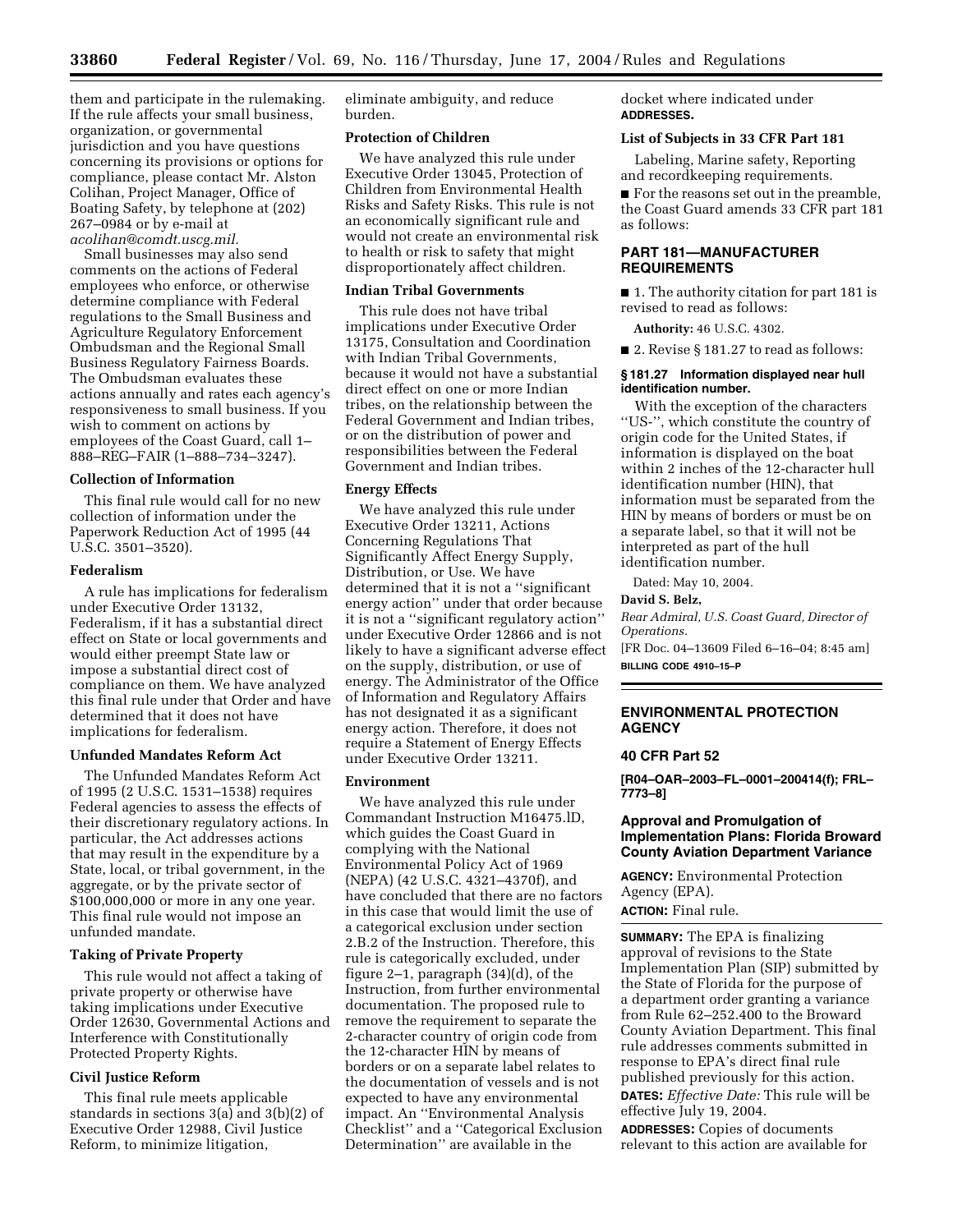them and participate in the rulemaking. If the rule affects your small business, organization, or governmental jurisdiction and you have questions concerning its provisions or options for compliance, please contact Mr. Alston Colihan, Project Manager, Office of Boating Safety, by telephone at (202) 267–0984 or by e-mail at *acolihan@comdt.uscg.mil.*

Small businesses may also send comments on the actions of Federal employees who enforce, or otherwise determine compliance with Federal regulations to the Small Business and Agriculture Regulatory Enforcement Ombudsman and the Regional Small Business Regulatory Fairness Boards. The Ombudsman evaluates these actions annually and rates each agency's responsiveness to small business. If you wish to comment on actions by employees of the Coast Guard, call 1–888–REG–FAIR (1–888–734–3247).

### Collection of Information

This final rule would call for no new collection of information under the Paperwork Reduction Act of 1995 (44 U.S.C. 3501–3520).

### Federalism

A rule has implications for federalism under Executive Order 13132, Federalism, if it has a substantial direct effect on State or local governments and would either preempt State law or impose a substantial direct cost of compliance on them. We have analyzed this final rule under that Order and have determined that it does not have implications for federalism.

### Unfunded Mandates Reform Act

The Unfunded Mandates Reform Act of 1995 (2 U.S.C. 1531–1538) requires Federal agencies to assess the effects of their discretionary regulatory actions. In particular, the Act addresses actions that may result in the expenditure by a State, local, or tribal government, in the aggregate, or by the private sector of $100,000,000 or more in any one year. This final rule would not impose an unfunded mandate.

### Taking of Private Property

This rule would not affect a taking of private property or otherwise have taking implications under Executive Order 12630, Governmental Actions and Interference with Constitutionally Protected Property Rights.

### Civil Justice Reform

This final rule meets applicable standards in sections 3(a) and 3(b)(2) of Executive Order 12988, Civil Justice Reform, to minimize litigation, eliminate ambiguity, and reduce burden.

### Protection of Children

We have analyzed this rule under Executive Order 13045, Protection of Children from Environmental Health Risks and Safety Risks. This rule is not an economically significant rule and would not create an environmental risk to health or risk to safety that might disproportionately affect children.

### Indian Tribal Governments

This rule does not have tribal implications under Executive Order 13175, Consultation and Coordination with Indian Tribal Governments, because it would not have a substantial direct effect on one or more Indian tribes, on the relationship between the Federal Government and Indian tribes, or on the distribution of power and responsibilities between the Federal Government and Indian tribes.

### Energy Effects

We have analyzed this rule under Executive Order 13211, Actions Concerning Regulations That Significantly Affect Energy Supply, Distribution, or Use. We have determined that it is not a ''significant energy action'' under that order because it is not a ''significant regulatory action'' under Executive Order 12866 and is not likely to have a significant adverse effect on the supply, distribution, or use of energy. The Administrator of the Office of Information and Regulatory Affairs has not designated it as a significant energy action. Therefore, it does not require a Statement of Energy Effects under Executive Order 13211.

### Environment

We have analyzed this rule under Commandant Instruction M16475.lD, which guides the Coast Guard in complying with the National Environmental Policy Act of 1969 (NEPA) (42 U.S.C. 4321–4370f), and have concluded that there are no factors in this case that would limit the use of a categorical exclusion under section 2.B.2 of the Instruction. Therefore, this rule is categorically excluded, under figure 2–1, paragraph (34)(d), of the Instruction, from further environmental documentation. The proposed rule to remove the requirement to separate the 2-character country of origin code from the 12-character HIN by means of borders or on a separate label relates to the documentation of vessels and is not expected to have any environmental impact. An ''Environmental Analysis Checklist'' and a ''Categorical Exclusion Determination'' are available in the docket where indicated under **ADDRESSES.**

### List of Subjects in 33 CFR Part 181

Labeling, Marine safety, Reporting and recordkeeping requirements.

■ For the reasons set out in the preamble, the Coast Guard amends 33 CFR part 181 as follows:

## PART 181—MANUFACTURER REQUIREMENTS

■ 1. The authority citation for part 181 is revised to read as follows:

**Authority:** 46 U.S.C. 4302.

■ 2. Revise § 181.27 to read as follows:

#### § 181.27 Information displayed near hull identification number.

With the exception of the characters ''US-'', which constitute the country of origin code for the United States, if information is displayed on the boat within 2 inches of the 12-character hull identification number (HIN), that information must be separated from the HIN by means of borders or must be on a separate label, so that it will not be interpreted as part of the hull identification number.

Dated: May 10, 2004.

**David S. Belz,**

*Rear Admiral, U.S. Coast Guard, Director of Operations.*

[FR Doc. 04–13609 Filed 6–16–04; 8:45 am]

**BILLING CODE 4910–15–P**

---

## ENVIRONMENTAL PROTECTION AGENCY

### 40 CFR Part 52

**[R04–OAR–2003–FL–0001–200414(f); FRL–7773–8]**

### Approval and Promulgation of Implementation Plans: Florida Broward County Aviation Department Variance

**AGENCY:** Environmental Protection Agency (EPA).

**ACTION:** Final rule.

**SUMMARY:** The EPA is finalizing approval of revisions to the State Implementation Plan (SIP) submitted by the State of Florida for the purpose of a department order granting a variance from Rule 62–252.400 to the Broward County Aviation Department. This final rule addresses comments submitted in response to EPA's direct final rule published previously for this action.

**DATES:** *Effective Date:* This rule will be effective July 19, 2004.

**ADDRESSES:** Copies of documents relevant to this action are available for